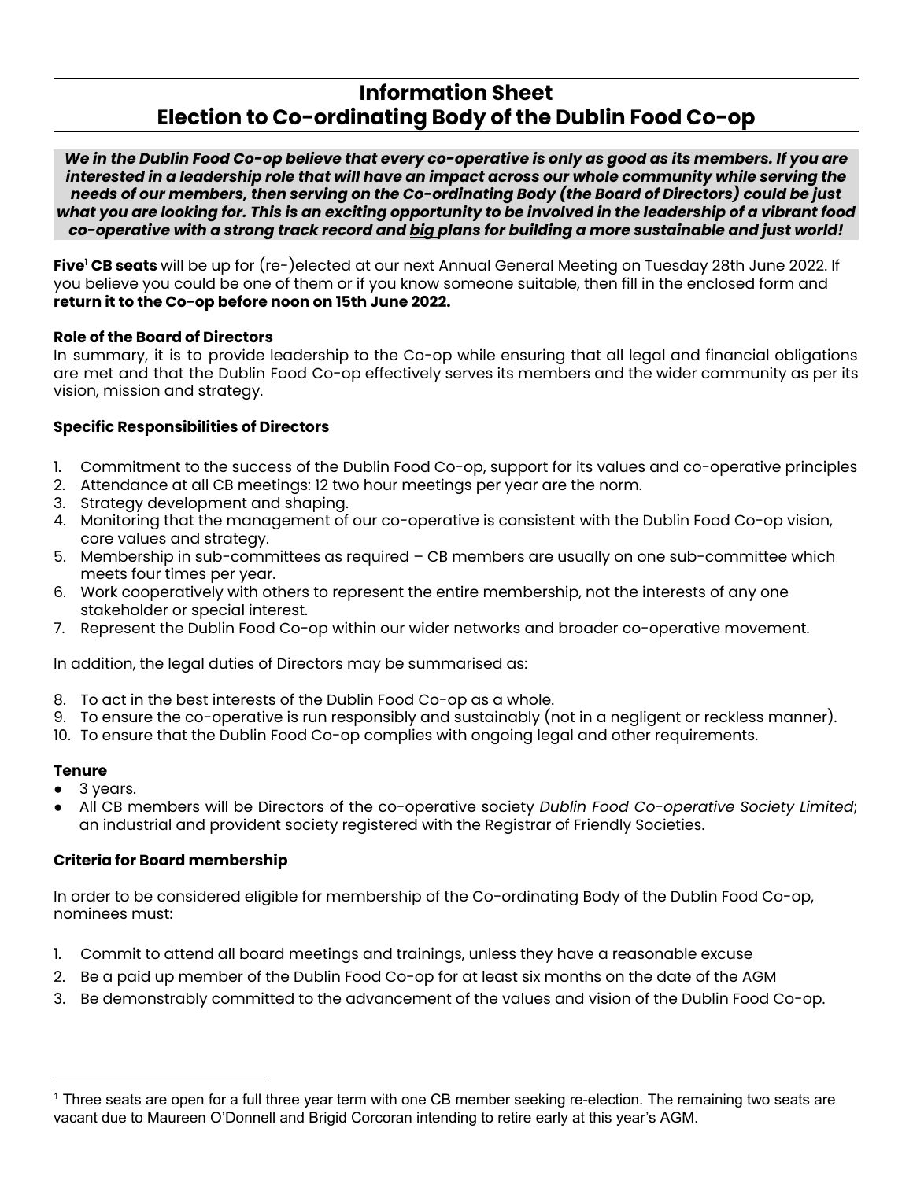# Information Sheet
# Election to Co-ordinating Body of the Dublin Food Co-op

***We in the Dublin Food Co-op believe that every co-operative is only as good as its members. If you are interested in a leadership role that will have an impact across our whole community while serving the needs of our members, then serving on the Co-ordinating Body (the Board of Directors) could be just what you are looking for. This is an exciting opportunity to be involved in the leadership of a vibrant food co-operative with a strong track record and big plans for building a more sustainable and just world!***

**Five[1] CB seats** will be up for (re-)elected at our next Annual General Meeting on Tuesday 28th June 2022. If you believe you could be one of them or if you know someone suitable, then fill in the enclosed form and **return it to the Co-op before noon on 15th June 2022.**

### Role of the Board of Directors

In summary, it is to provide leadership to the Co-op while ensuring that all legal and financial obligations are met and that the Dublin Food Co-op effectively serves its members and the wider community as per its vision, mission and strategy.

### Specific Responsibilities of Directors

1. Commitment to the success of the Dublin Food Co-op, support for its values and co-operative principles
2. Attendance at all CB meetings: 12 two hour meetings per year are the norm.
3. Strategy development and shaping.
4. Monitoring that the management of our co-operative is consistent with the Dublin Food Co-op vision, core values and strategy.
5. Membership in sub-committees as required – CB members are usually on one sub-committee which meets four times per year.
6. Work cooperatively with others to represent the entire membership, not the interests of any one stakeholder or special interest.
7. Represent the Dublin Food Co-op within our wider networks and broader co-operative movement.

In addition, the legal duties of Directors may be summarised as:

8. To act in the best interests of the Dublin Food Co-op as a whole.
9. To ensure the co-operative is run responsibly and sustainably (not in a negligent or reckless manner).
10. To ensure that the Dublin Food Co-op complies with ongoing legal and other requirements.

### Tenure

- 3 years.
- All CB members will be Directors of the co-operative society *Dublin Food Co-operative Society Limited*; an industrial and provident society registered with the Registrar of Friendly Societies.

### Criteria for Board membership

In order to be considered eligible for membership of the Co-ordinating Body of the Dublin Food Co-op, nominees must:

1. Commit to attend all board meetings and trainings, unless they have a reasonable excuse
2. Be a paid up member of the Dublin Food Co-op for at least six months on the date of the AGM
3. Be demonstrably committed to the advancement of the values and vision of the Dublin Food Co-op.

---

[1] Three seats are open for a full three year term with one CB member seeking re-election. The remaining two seats are vacant due to Maureen O'Donnell and Brigid Corcoran intending to retire early at this year's AGM.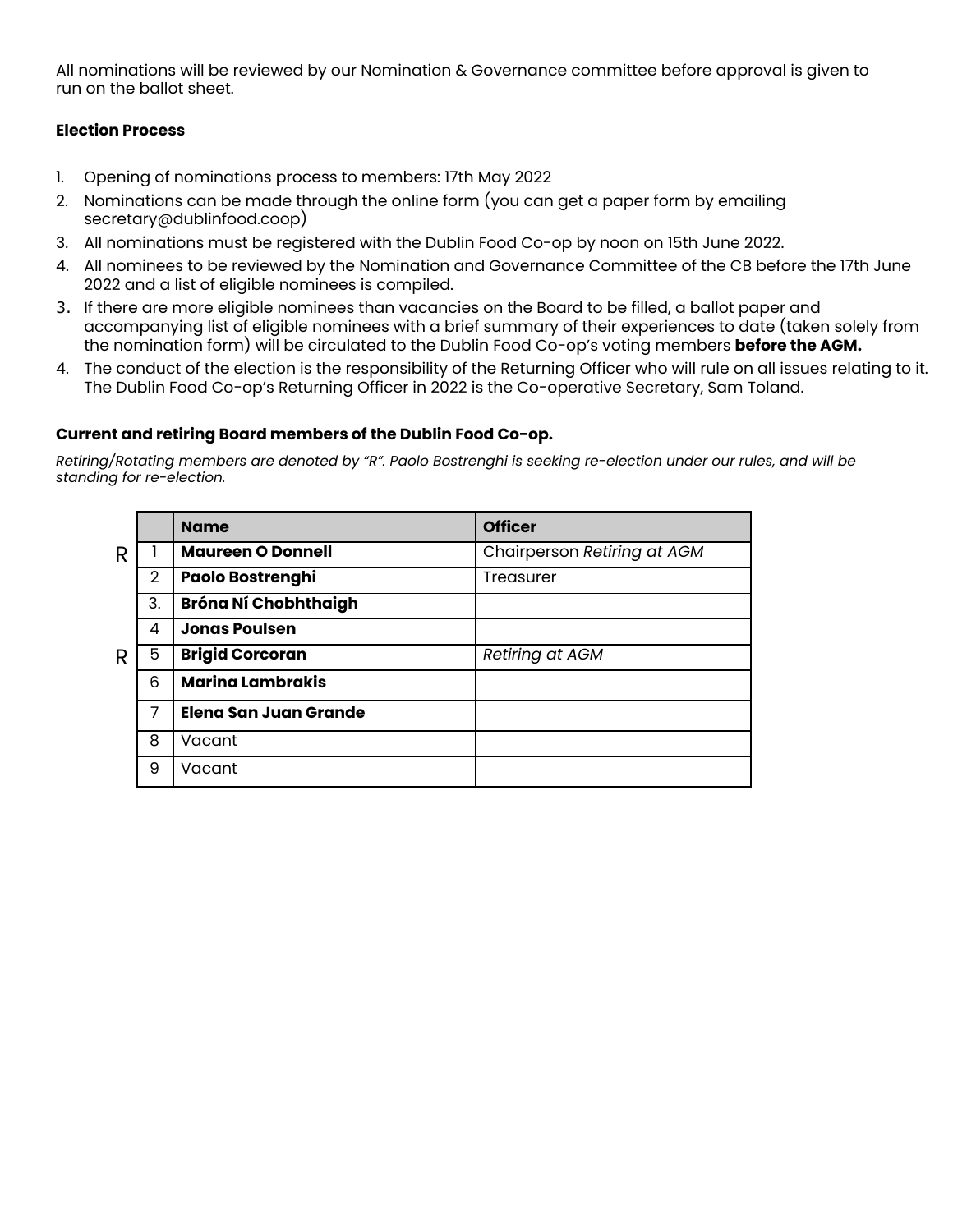All nominations will be reviewed by our Nomination & Governance committee before approval is given to run on the ballot sheet.

**Election Process**

1. Opening of nominations process to members: 17th May 2022
2. Nominations can be made through the online form (you can get a paper form by emailing secretary@dublinfood.coop)
3. All nominations must be registered with the Dublin Food Co-op by noon on 15th June 2022.
4. All nominees to be reviewed by the Nomination and Governance Committee of the CB before the 17th June 2022 and a list of eligible nominees is compiled.
3. If there are more eligible nominees than vacancies on the Board to be filled, a ballot paper and accompanying list of eligible nominees with a brief summary of their experiences to date (taken solely from the nomination form) will be circulated to the Dublin Food Co-op's voting members **before the AGM.**
4. The conduct of the election is the responsibility of the Returning Officer who will rule on all issues relating to it. The Dublin Food Co-op's Returning Officer in 2022 is the Co-operative Secretary, Sam Toland.

**Current and retiring Board members of the Dublin Food Co-op.**

*Retiring/Rotating members are denoted by "R". Paolo Bostrenghi is seeking re-election under our rules, and will be standing for re-election.*

| | | Name | Officer |
|---|---|---|---|
| R | 1 | **Maureen O Donnell** | Chairperson *Retiring at AGM* |
| | 2 | **Paolo Bostrenghi** | Treasurer |
| | 3. | **Bróna Ní Chobhthaigh** | |
| | 4 | **Jonas Poulsen** | |
| R | 5 | **Brigid Corcoran** | *Retiring at AGM* |
| | 6 | **Marina Lambrakis** | |
| | 7 | **Elena San Juan Grande** | |
| | 8 | Vacant | |
| | 9 | Vacant | |